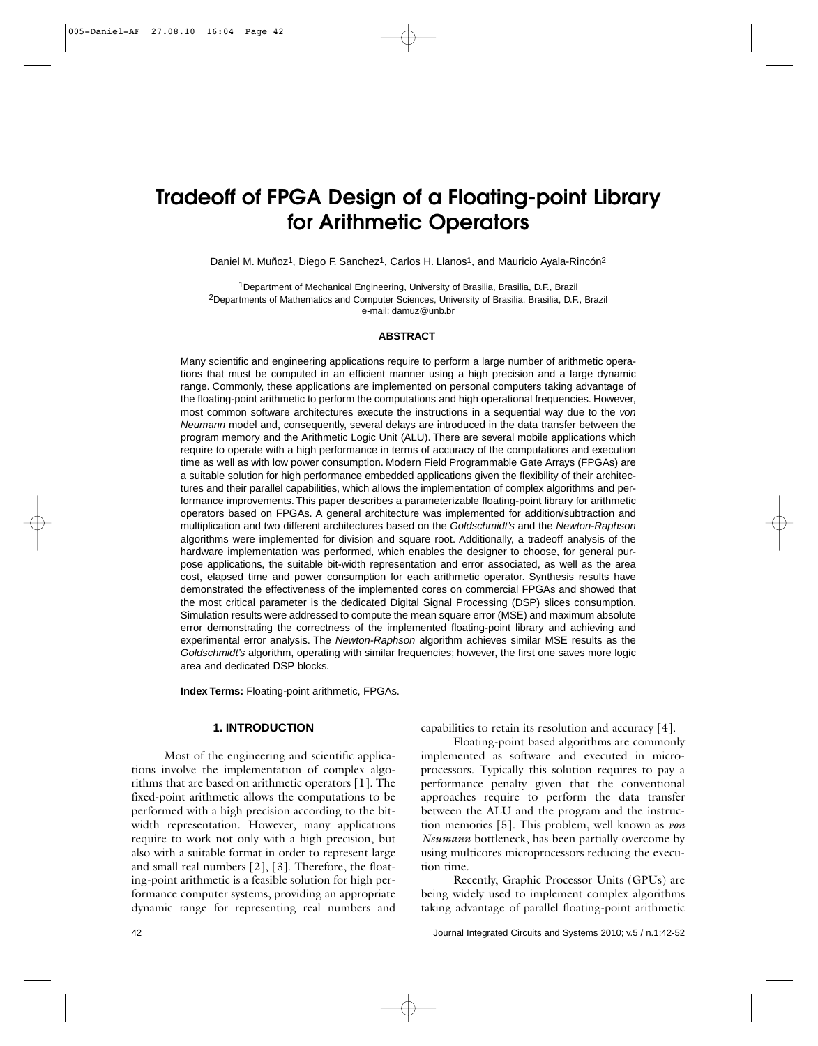# Tradeoff of FPGA Design of a Floating-point Library for Arithmetic Operators

Daniel M. Muñoz[1], Diego F. Sanchez[1], Carlos H. Llanos[1], and Mauricio Ayala-Rincón[2]

[1]Department of Mechanical Engineering, University of Brasilia, Brasilia, D.F., Brazil
[2]Departments of Mathematics and Computer Sciences, University of Brasilia, Brasilia, D.F., Brazil
e-mail: damuz@unb.br

**ABSTRACT**

Many scientific and engineering applications require to perform a large number of arithmetic operations that must be computed in an efficient manner using a high precision and a large dynamic range. Commonly, these applications are implemented on personal computers taking advantage of the floating-point arithmetic to perform the computations and high operational frequencies. However, most common software architectures execute the instructions in a sequential way due to the *von Neumann* model and, consequently, several delays are introduced in the data transfer between the program memory and the Arithmetic Logic Unit (ALU). There are several mobile applications which require to operate with a high performance in terms of accuracy of the computations and execution time as well as with low power consumption. Modern Field Programmable Gate Arrays (FPGAs) are a suitable solution for high performance embedded applications given the flexibility of their architectures and their parallel capabilities, which allows the implementation of complex algorithms and performance improvements. This paper describes a parameterizable floating-point library for arithmetic operators based on FPGAs. A general architecture was implemented for addition/subtraction and multiplication and two different architectures based on the *Goldschmidt's* and the *Newton-Raphson* algorithms were implemented for division and square root. Additionally, a tradeoff analysis of the hardware implementation was performed, which enables the designer to choose, for general purpose applications, the suitable bit-width representation and error associated, as well as the area cost, elapsed time and power consumption for each arithmetic operator. Synthesis results have demonstrated the effectiveness of the implemented cores on commercial FPGAs and showed that the most critical parameter is the dedicated Digital Signal Processing (DSP) slices consumption. Simulation results were addressed to compute the mean square error (MSE) and maximum absolute error demonstrating the correctness of the implemented floating-point library and achieving and experimental error analysis. The *Newton-Raphson* algorithm achieves similar MSE results as the *Goldschmidt's* algorithm, operating with similar frequencies; however, the first one saves more logic area and dedicated DSP blocks.

**Index Terms:** Floating-point arithmetic, FPGAs.

## 1. INTRODUCTION

Most of the engineering and scientific applications involve the implementation of complex algorithms that are based on arithmetic operators [1]. The fixed-point arithmetic allows the computations to be performed with a high precision according to the bit-width representation. However, many applications require to work not only with a high precision, but also with a suitable format in order to represent large and small real numbers [2], [3]. Therefore, the floating-point arithmetic is a feasible solution for high performance computer systems, providing an appropriate dynamic range for representing real numbers and capabilities to retain its resolution and accuracy [4].

Floating-point based algorithms are commonly implemented as software and executed in microprocessors. Typically this solution requires to pay a performance penalty given that the conventional approaches require to perform the data transfer between the ALU and the program and the instruction memories [5]. This problem, well known as *von Neumann* bottleneck, has been partially overcome by using multicores microprocessors reducing the execution time.

Recently, Graphic Processor Units (GPUs) are being widely used to implement complex algorithms taking advantage of parallel floating-point arithmetic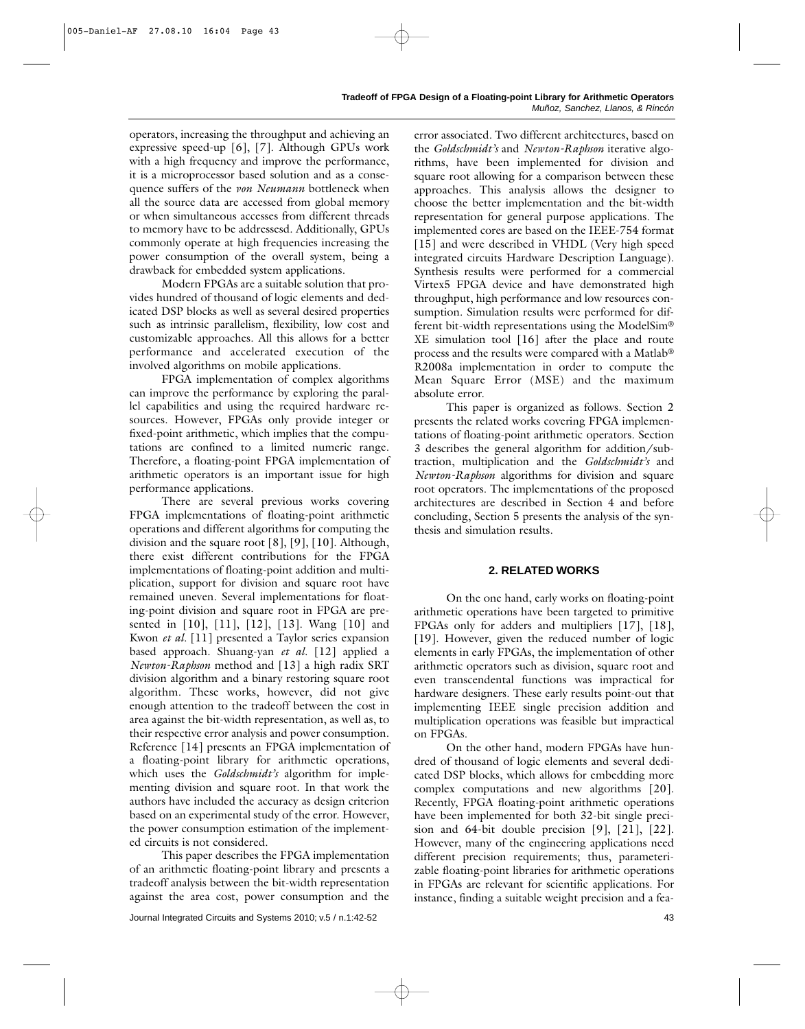operators, increasing the throughput and achieving an expressive speed-up [6], [7]. Although GPUs work with a high frequency and improve the performance, it is a microprocessor based solution and as a consequence suffers of the *von Neumann* bottleneck when all the source data are accessed from global memory or when simultaneous accesses from different threads to memory have to be addressesd. Additionally, GPUs commonly operate at high frequencies increasing the power consumption of the overall system, being a drawback for embedded system applications.

Modern FPGAs are a suitable solution that provides hundred of thousand of logic elements and dedicated DSP blocks as well as several desired properties such as intrinsic parallelism, flexibility, low cost and customizable approaches. All this allows for a better performance and accelerated execution of the involved algorithms on mobile applications.

FPGA implementation of complex algorithms can improve the performance by exploring the parallel capabilities and using the required hardware resources. However, FPGAs only provide integer or fixed-point arithmetic, which implies that the computations are confined to a limited numeric range. Therefore, a floating-point FPGA implementation of arithmetic operators is an important issue for high performance applications.

There are several previous works covering FPGA implementations of floating-point arithmetic operations and different algorithms for computing the division and the square root [8], [9], [10]. Although, there exist different contributions for the FPGA implementations of floating-point addition and multiplication, support for division and square root have remained uneven. Several implementations for floating-point division and square root in FPGA are presented in [10], [11], [12], [13]. Wang [10] and Kwon *et al.* [11] presented a Taylor series expansion based approach. Shuang-yan *et al.* [12] applied a *Newton-Raphson* method and [13] a high radix SRT division algorithm and a binary restoring square root algorithm. These works, however, did not give enough attention to the tradeoff between the cost in area against the bit-width representation, as well as, to their respective error analysis and power consumption. Reference [14] presents an FPGA implementation of a floating-point library for arithmetic operations, which uses the *Goldschmidt's* algorithm for implementing division and square root. In that work the authors have included the accuracy as design criterion based on an experimental study of the error. However, the power consumption estimation of the implemented circuits is not considered.

This paper describes the FPGA implementation of an arithmetic floating-point library and presents a tradeoff analysis between the bit-width representation against the area cost, power consumption and the error associated. Two different architectures, based on the *Goldschmidt's* and *Newton-Raphson* iterative algorithms, have been implemented for division and square root allowing for a comparison between these approaches. This analysis allows the designer to choose the better implementation and the bit-width representation for general purpose applications. The implemented cores are based on the IEEE-754 format [15] and were described in VHDL (Very high speed integrated circuits Hardware Description Language). Synthesis results were performed for a commercial Virtex5 FPGA device and have demonstrated high throughput, high performance and low resources consumption. Simulation results were performed for different bit-width representations using the ModelSim® XE simulation tool [16] after the place and route process and the results were compared with a Matlab® R2008a implementation in order to compute the Mean Square Error (MSE) and the maximum absolute error.

This paper is organized as follows. Section 2 presents the related works covering FPGA implementations of floating-point arithmetic operators. Section 3 describes the general algorithm for addition/subtraction, multiplication and the *Goldschmidt's* and *Newton-Raphson* algorithms for division and square root operators. The implementations of the proposed architectures are described in Section 4 and before concluding, Section 5 presents the analysis of the synthesis and simulation results.

## 2. RELATED WORKS

On the one hand, early works on floating-point arithmetic operations have been targeted to primitive FPGAs only for adders and multipliers [17], [18], [19]. However, given the reduced number of logic elements in early FPGAs, the implementation of other arithmetic operators such as division, square root and even transcendental functions was impractical for hardware designers. These early results point-out that implementing IEEE single precision addition and multiplication operations was feasible but impractical on FPGAs.

On the other hand, modern FPGAs have hundred of thousand of logic elements and several dedicated DSP blocks, which allows for embedding more complex computations and new algorithms [20]. Recently, FPGA floating-point arithmetic operations have been implemented for both 32-bit single precision and 64-bit double precision [9], [21], [22]. However, many of the engineering applications need different precision requirements; thus, parameterizable floating-point libraries for arithmetic operations in FPGAs are relevant for scientific applications. For instance, finding a suitable weight precision and a fea-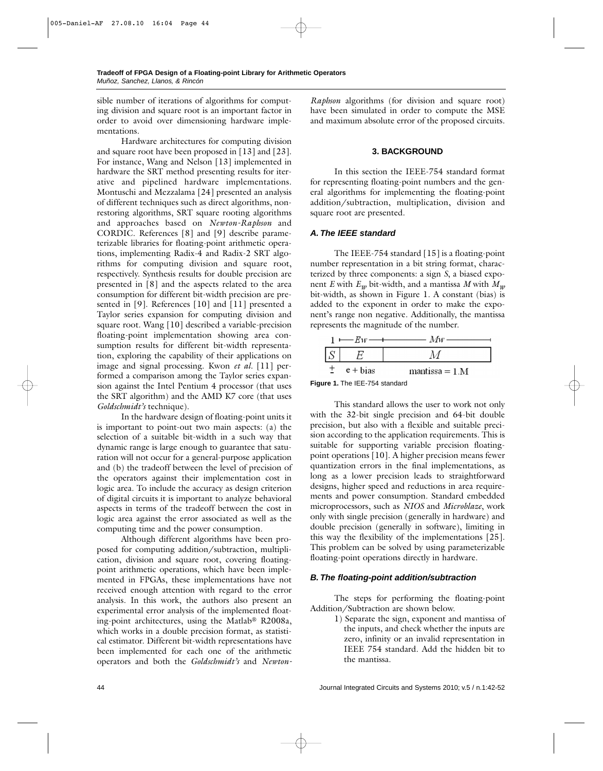sible number of iterations of algorithms for computing division and square root is an important factor in order to avoid over dimensioning hardware implementations.

Hardware architectures for computing division and square root have been proposed in [13] and [23]. For instance, Wang and Nelson [13] implemented in hardware the SRT method presenting results for iterative and pipelined hardware implementations. Montuschi and Mezzalama [24] presented an analysis of different techniques such as direct algorithms, nonrestoring algorithms, SRT square rooting algorithms and approaches based on *Newton-Raphson* and CORDIC. References [8] and [9] describe parameterizable libraries for floating-point arithmetic operations, implementing Radix-4 and Radix-2 SRT algorithms for computing division and square root, respectively. Synthesis results for double precision are presented in [8] and the aspects related to the area consumption for different bit-width precision are presented in [9]. References [10] and [11] presented a Taylor series expansion for computing division and square root. Wang [10] described a variable-precision floating-point implementation showing area consumption results for different bit-width representation, exploring the capability of their applications on image and signal processing. Kwon *et al.* [11] performed a comparison among the Taylor series expansion against the Intel Pentium 4 processor (that uses the SRT algorithm) and the AMD K7 core (that uses *Goldschmidt's* technique).

In the hardware design of floating-point units it is important to point-out two main aspects: (a) the selection of a suitable bit-width in a such way that dynamic range is large enough to guarantee that saturation will not occur for a general-purpose application and (b) the tradeoff between the level of precision of the operators against their implementation cost in logic area. To include the accuracy as design criterion of digital circuits it is important to analyze behavioral aspects in terms of the tradeoff between the cost in logic area against the error associated as well as the computing time and the power consumption.

Although different algorithms have been proposed for computing addition/subtraction, multiplication, division and square root, covering floating-point arithmetic operations, which have been implemented in FPGAs, these implementations have not received enough attention with regard to the error analysis. In this work, the authors also present an experimental error analysis of the implemented floating-point architectures, using the Matlab® R2008a, which works in a double precision format, as statistical estimator. Different bit-width representations have been implemented for each one of the arithmetic operators and both the *Goldschmidt's* and *Newton-Raphson* algorithms (for division and square root) have been simulated in order to compute the MSE and maximum absolute error of the proposed circuits.

## 3. BACKGROUND

In this section the IEEE-754 standard format for representing floating-point numbers and the general algorithms for implementing the floating-point addition/subtraction, multiplication, division and square root are presented.

### A. The IEEE standard

The IEEE-754 standard [15] is a floating-point number representation in a bit string format, characterized by three components: a sign *S*, a biased exponent *E* with $E_w$ bit-width, and a mantissa *M* with $M_w$ bit-width, as shown in Figure 1. A constant (bias) is added to the exponent in order to make the exponent's range non negative. Additionally, the mantissa represents the magnitude of the number.

| 1 | $Ew$ | $Mw$ |
|---|---|---|
| $S$ | $E$ | $M$ |
| ± | e + bias | mantissa = 1.M |

**Figure 1.** The IEE-754 standard

This standard allows the user to work not only with the 32-bit single precision and 64-bit double precision, but also with a flexible and suitable precision according to the application requirements. This is suitable for supporting variable precision floating-point operations [10]. A higher precision means fewer quantization errors in the final implementations, as long as a lower precision leads to straightforward designs, higher speed and reductions in area requirements and power consumption. Standard embedded microprocessors, such as *NIOS* and *Microblaze*, work only with single precision (generally in hardware) and double precision (generally in software), limiting in this way the flexibility of the implementations [25]. This problem can be solved by using parameterizable floating-point operations directly in hardware.

### B. The floating-point addition/subtraction

The steps for performing the floating-point Addition/Subtraction are shown below.

1) Separate the sign, exponent and mantissa of the inputs, and check whether the inputs are zero, infinity or an invalid representation in IEEE 754 standard. Add the hidden bit to the mantissa.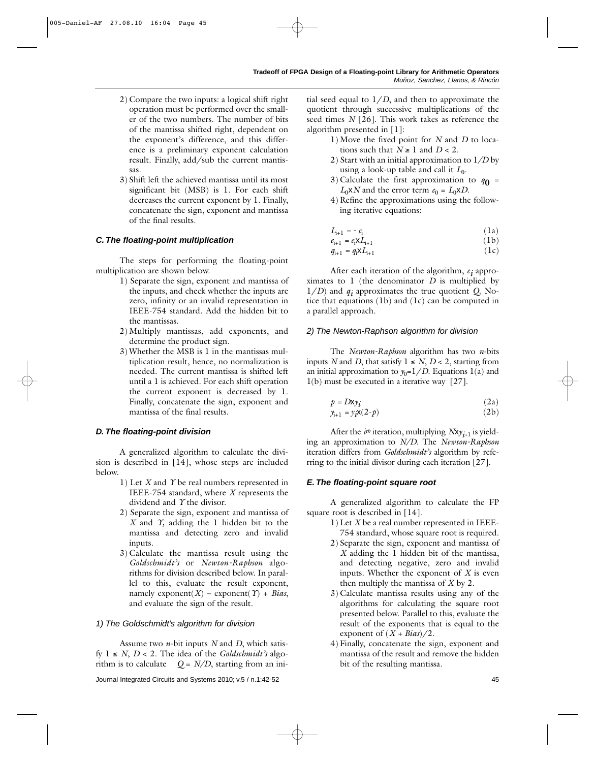2) Compare the two inputs: a logical shift right operation must be performed over the smaller of the two numbers. The number of bits of the mantissa shifted right, dependent on the exponent's difference, and this difference is a preliminary exponent calculation result. Finally, add/sub the current mantissas.
3) Shift left the achieved mantissa until its most significant bit (MSB) is 1. For each shift decreases the current exponent by 1. Finally, concatenate the sign, exponent and mantissa of the final results.

### *C. The floating-point multiplication*

The steps for performing the floating-point multiplication are shown below.

1) Separate the sign, exponent and mantissa of the inputs, and check whether the inputs are zero, infinity or an invalid representation in IEEE-754 standard. Add the hidden bit to the mantissas.
2) Multiply mantissas, add exponents, and determine the product sign.
3) Whether the MSB is 1 in the mantissas multiplication result, hence, no normalization is needed. The current mantissa is shifted left until a 1 is achieved. For each shift operation the current exponent is decreased by 1. Finally, concatenate the sign, exponent and mantissa of the final results.

### *D. The floating-point division*

A generalized algorithm to calculate the division is described in [14], whose steps are included below.

1) Let $X$ and $Y$ be real numbers represented in IEEE-754 standard, where $X$ represents the dividend and $Y$ the divisor.
2) Separate the sign, exponent and mantissa of $X$ and $Y$, adding the 1 hidden bit to the mantissa and detecting zero and invalid inputs.
3) Calculate the mantissa result using the *Goldschmidt's* or *Newton-Raphson* algorithms for division described below. In parallel to this, evaluate the result exponent, namely exponent($X$) – exponent($Y$) + *Bias*, and evaluate the sign of the result.

#### *1) The Goldschmidt's algorithm for division*

Assume two $n$-bit inputs $N$ and $D$, which satisfy $1 \leq N, D < 2$. The idea of the *Goldschmidt's* algorithm is to calculate $Q = N/D$, starting from an initial seed equal to $1/D$, and then to approximate the quotient through successive multiplications of the seed times $N$ [26]. This work takes as reference the algorithm presented in [1]:

1) Move the fixed point for $N$ and $D$ to locations such that $N \geq 1$ and $D < 2$.
2) Start with an initial approximation to $1/D$ by using a look-up table and call it $L_0$.
3) Calculate the first approximation to $q_0 = L_0 \times N$ and the error term $e_0 = L_0 \times D$.
4) Refine the approximations using the following iterative equations:

$$L_{i+1} = - e_i \quad (1a)$$

$$e_{i+1} = e_i \times L_{i+1} \quad (1b)$$

$$q_{i+1} = q_i \times L_{i+1} \quad (1c)$$

After each iteration of the algorithm, $e_i$ approximates to 1 (the denominator $D$ is multiplied by $1/D$) and $q_i$ approximates the true quotient $Q$. Notice that equations (1b) and (1c) can be computed in a parallel approach.

#### *2) The Newton-Raphson algorithm for division*

The *Newton-Raphson* algorithm has two $n$-bits inputs $N$ and $D$, that satisfy $1 \leq N, D < 2$, starting from an initial approximation to $y_0 = 1/D$. Equations 1(a) and 1(b) must be executed in a iterative way [27].

$$p = D \times y_i \quad (2a)$$

$$y_{i+1} = y_i \times (2 - p) \quad (2b)$$

After the $i^{th}$ iteration, multiplying $N \times y_{i+1}$ is yielding an approximation to $N/D$. The *Newton-Raphson* iteration differs from *Goldschmidt's* algorithm by referring to the initial divisor during each iteration [27].

### *E. The floating-point square root*

A generalized algorithm to calculate the FP square root is described in [14].

1) Let $X$ be a real number represented in IEEE-754 standard, whose square root is required.
2) Separate the sign, exponent and mantissa of $X$ adding the 1 hidden bit of the mantissa, and detecting negative, zero and invalid inputs. Whether the exponent of $X$ is even then multiply the mantissa of $X$ by 2.
3) Calculate mantissa results using any of the algorithms for calculating the square root presented below. Parallel to this, evaluate the result of the exponents that is equal to the exponent of $(X + Bias)/2$.
4) Finally, concatenate the sign, exponent and mantissa of the result and remove the hidden bit of the resulting mantissa.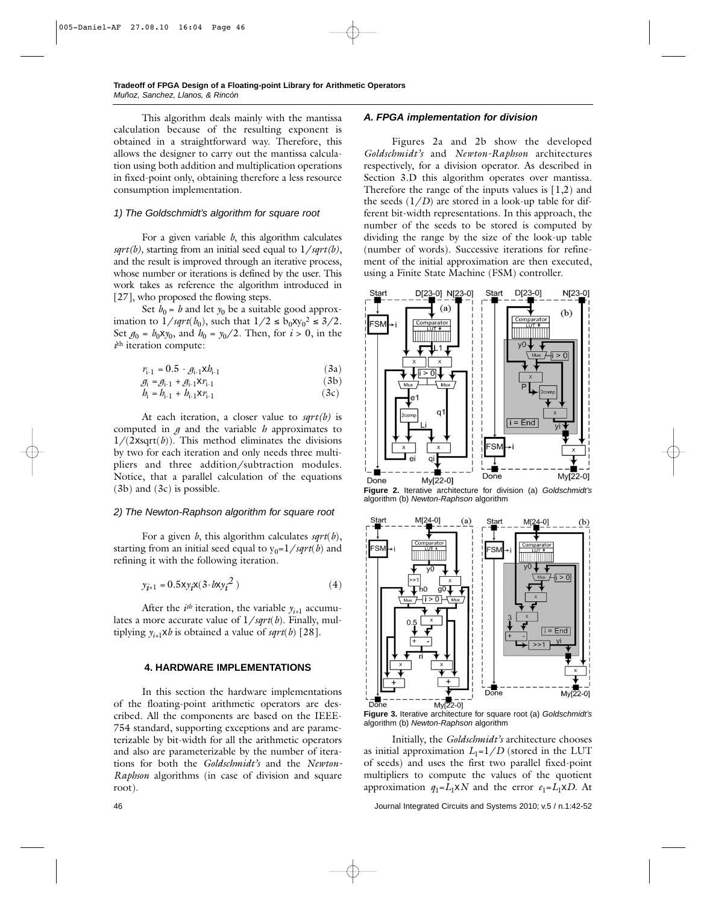This algorithm deals mainly with the mantissa calculation because of the resulting exponent is obtained in a straightforward way. Therefore, this allows the designer to carry out the mantissa calculation using both addition and multiplication operations in fixed-point only, obtaining therefore a less resource consumption implementation.

### 1) The Goldschmidt's algorithm for square root

For a given variable $b$, this algorithm calculates $sqrt(b)$, starting from an initial seed equal to $1/sqrt(b)$, and the result is improved through an iterative process, whose number or iterations is defined by the user. This work takes as reference the algorithm introduced in [27], who proposed the flowing steps.

Set $b_0 = b$ and let $y_0$ be a suitable good approximation to $1/sqrt(b_0)$, such that $1/2 \leq b_0 \times y_0^2 \leq 3/2$. Set $g_0 = b_0 \times y_0$, and $h_0 = y_0/2$. Then, for $i > 0$, in the $i^{th}$ iteration compute:

$$r_{i-1} = 0.5 - g_{i-1} \times h_{i-1} \tag{3a}$$

$$g_i = g_{i-1} + g_{i-1} \times r_{i-1} \tag{3b}$$

$$h_i = h_{i-1} + h_{i-1} \times r_{i-1} \tag{3c}$$

At each iteration, a closer value to $sqrt(b)$ is computed in $g$ and the variable $h$ approximates to $1/(2 \times \text{sqrt}(b))$. This method eliminates the divisions by two for each iteration and only needs three multipliers and three addition/subtraction modules. Notice, that a parallel calculation of the equations (3b) and (3c) is possible.

### 2) The Newton-Raphson algorithm for square root

For a given $b$, this algorithm calculates $sqrt(b)$, starting from an initial seed equal to $y_0 = 1/sqrt(b)$ and refining it with the following iteration.

$$y_{i+1} = 0.5 \times y_i \times (3 - b \times y_i^2) \tag{4}$$

After the $i^{th}$ iteration, the variable $y_{i+1}$ accumulates a more accurate value of $1/sqrt(b)$. Finally, multiplying $y_{i+1} \times b$ is obtained a value of $sqrt(b)$ [28].

## 4. HARDWARE IMPLEMENTATIONS

In this section the hardware implementations of the floating-point arithmetic operators are described. All the components are based on the IEEE-754 standard, supporting exceptions and are parameterizable by bit-width for all the arithmetic operators and also are parameterizable by the number of iterations for both the *Goldschmidt's* and the *Newton-Raphson* algorithms (in case of division and square root).

### A. FPGA implementation for division

Figures 2a and 2b show the developed *Goldschmidt's* and *Newton-Raphson* architectures respectively, for a division operator. As described in Section 3.D this algorithm operates over mantissa. Therefore the range of the inputs values is [1,2) and the seeds ($1/D$) are stored in a look-up table for different bit-width representations. In this approach, the number of the seeds to be stored is computed by dividing the range by the size of the look-up table (number of words). Successive iterations for refinement of the initial approximation are then executed, using a Finite State Machine (FSM) controller.

**Figure 2.** Iterative architecture for division (a) *Goldschmidt's* algorithm (b) *Newton-Raphson* algorithm

**Figure 3.** Iterative architecture for square root (a) *Goldschmidt's* algorithm (b) *Newton-Raphson* algorithm

Initially, the *Goldschmidt's* architecture chooses as initial approximation $L_1 = 1/D$ (stored in the LUT of seeds) and uses the first two parallel fixed-point multipliers to compute the values of the quotient approximation $q_1 = L_1 \times N$ and the error $e_1 = L_1 \times D$. At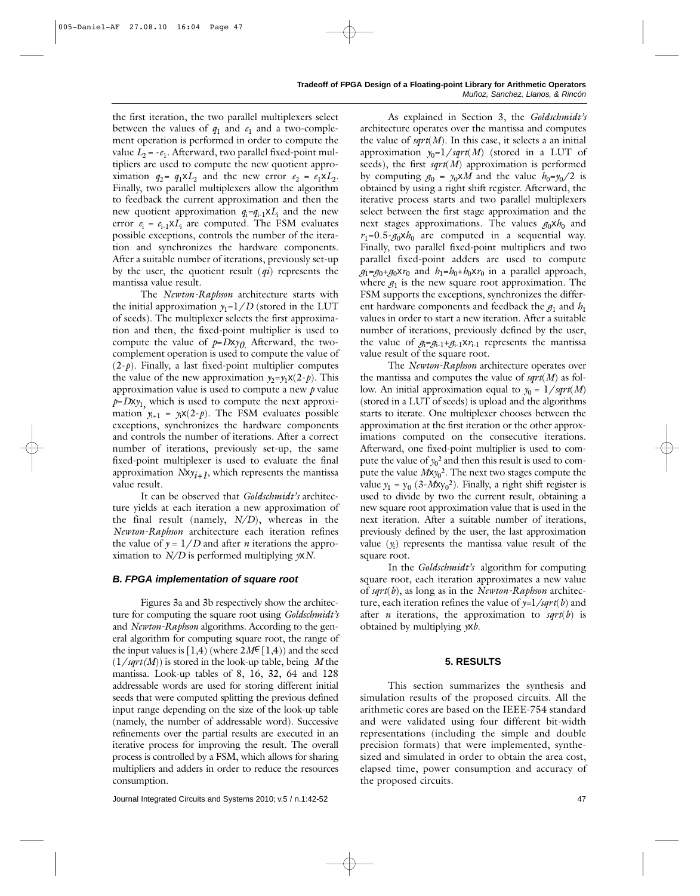the first iteration, the two parallel multiplexers select between the values of $q_1$ and $e_1$ and a two-complement operation is performed in order to compute the value $L_2 = -e_1$. Afterward, two parallel fixed-point multipliers are used to compute the new quotient approximation $q_2 = q_1 \times L_2$ and the new error $e_2 = e_1 \times L_2$. Finally, two parallel multiplexers allow the algorithm to feedback the current approximation and then the new quotient approximation $q_i = q_{i-1} \times L_i$ and the new error $e_i = e_{i-1} \times L_i$ are computed. The FSM evaluates possible exceptions, controls the number of the iteration and synchronizes the hardware components. After a suitable number of iterations, previously set-up by the user, the quotient result ($qi$) represents the mantissa value result.

The *Newton-Raphson* architecture starts with the initial approximation $y_1 = 1/D$ (stored in the LUT of seeds). The multiplexer selects the first approximation and then, the fixed-point multiplier is used to compute the value of $p = D \times y_0$. Afterward, the two-complement operation is used to compute the value of $(2-p)$. Finally, a last fixed-point multiplier computes the value of the new approximation $y_2 = y_1 \times (2-p)$. This approximation value is used to compute a new $p$ value $p = D \times y_1$, which is used to compute the next approximation $y_{i+1} = y_i \times (2-p)$. The FSM evaluates possible exceptions, synchronizes the hardware components and controls the number of iterations. After a correct number of iterations, previously set-up, the same fixed-point multiplexer is used to evaluate the final approximation $N \times y_{i+1}$, which represents the mantissa value result.

It can be observed that *Goldschmidt's* architecture yields at each iteration a new approximation of the final result (namely, $N/D$), whereas in the *Newton-Raphson* architecture each iteration refines the value of $y = 1/D$ and after $n$ iterations the approximation to $N/D$ is performed multiplying $y \times N$.

### B. FPGA implementation of square root

Figures 3a and 3b respectively show the architecture for computing the square root using *Goldschmidt's* and *Newton-Raphson* algorithms. According to the general algorithm for computing square root, the range of the input values is $[1,4)$ (where $2M \in [1,4)$) and the seed ($1/sqrt(M)$) is stored in the look-up table, being $M$ the mantissa. Look-up tables of 8, 16, 32, 64 and 128 addressable words are used for storing different initial seeds that were computed splitting the previous defined input range depending on the size of the look-up table (namely, the number of addressable word). Successive refinements over the partial results are executed in an iterative process for improving the result. The overall process is controlled by a FSM, which allows for sharing multipliers and adders in order to reduce the resources consumption.

As explained in Section 3, the *Goldschmidt's* architecture operates over the mantissa and computes the value of $sqrt(M)$. In this case, it selects a an initial approximation $y_0 = 1/sqrt(M)$ (stored in a LUT of seeds), the first $sqrt(M)$ approximation is performed by computing $g_0 = y_0 \times M$ and the value $h_0 = y_0/2$ is obtained by using a right shift register. Afterward, the iterative process starts and two parallel multiplexers select between the first stage approximation and the next stages approximations. The values $g_0 \times h_0$ and $r_1 = 0.5 - g_0 \times h_0$ are computed in a sequential way. Finally, two parallel fixed-point multipliers and two parallel fixed-point adders are used to compute $g_1 = g_0 + g_0 \times r_0$ and $h_1 = h_0 + h_0 \times r_0$ in a parallel approach, where $g_1$ is the new square root approximation. The FSM supports the exceptions, synchronizes the different hardware components and feedback the $g_1$ and $h_1$ values in order to start a new iteration. After a suitable number of iterations, previously defined by the user, the value of $g_i = g_{i-1} + g_{i-1} \times r_{i-1}$ represents the mantissa value result of the square root.

The *Newton-Raphson* architecture operates over the mantissa and computes the value of $sqrt(M)$ as follow. An initial approximation equal to $y_0 = 1/sqrt(M)$ (stored in a LUT of seeds) is upload and the algorithms starts to iterate. One multiplexer chooses between the approximation at the first iteration or the other approximations computed on the consecutive iterations. Afterward, one fixed-point multiplier is used to compute the value of $y_0^2$ and then this result is used to compute the value $M \times y_0^2$. The next two stages compute the value $y_1 = y_0\,(3 - M \times y_0^2)$. Finally, a right shift register is used to divide by two the current result, obtaining a new square root approximation value that is used in the next iteration. After a suitable number of iterations, previously defined by the user, the last approximation value ($y_i$) represents the mantissa value result of the square root.

In the *Goldschmidt's* algorithm for computing square root, each iteration approximates a new value of $sqrt(b)$, as long as in the *Newton-Raphson* architecture, each iteration refines the value of $y = 1/sqrt(b)$ and after $n$ iterations, the approximation to $sqrt(b)$ is obtained by multiplying $y \times b$.

## 5. RESULTS

This section summarizes the synthesis and simulation results of the proposed circuits. All the arithmetic cores are based on the IEEE-754 standard and were validated using four different bit-width representations (including the simple and double precision formats) that were implemented, synthesized and simulated in order to obtain the area cost, elapsed time, power consumption and accuracy of the proposed circuits.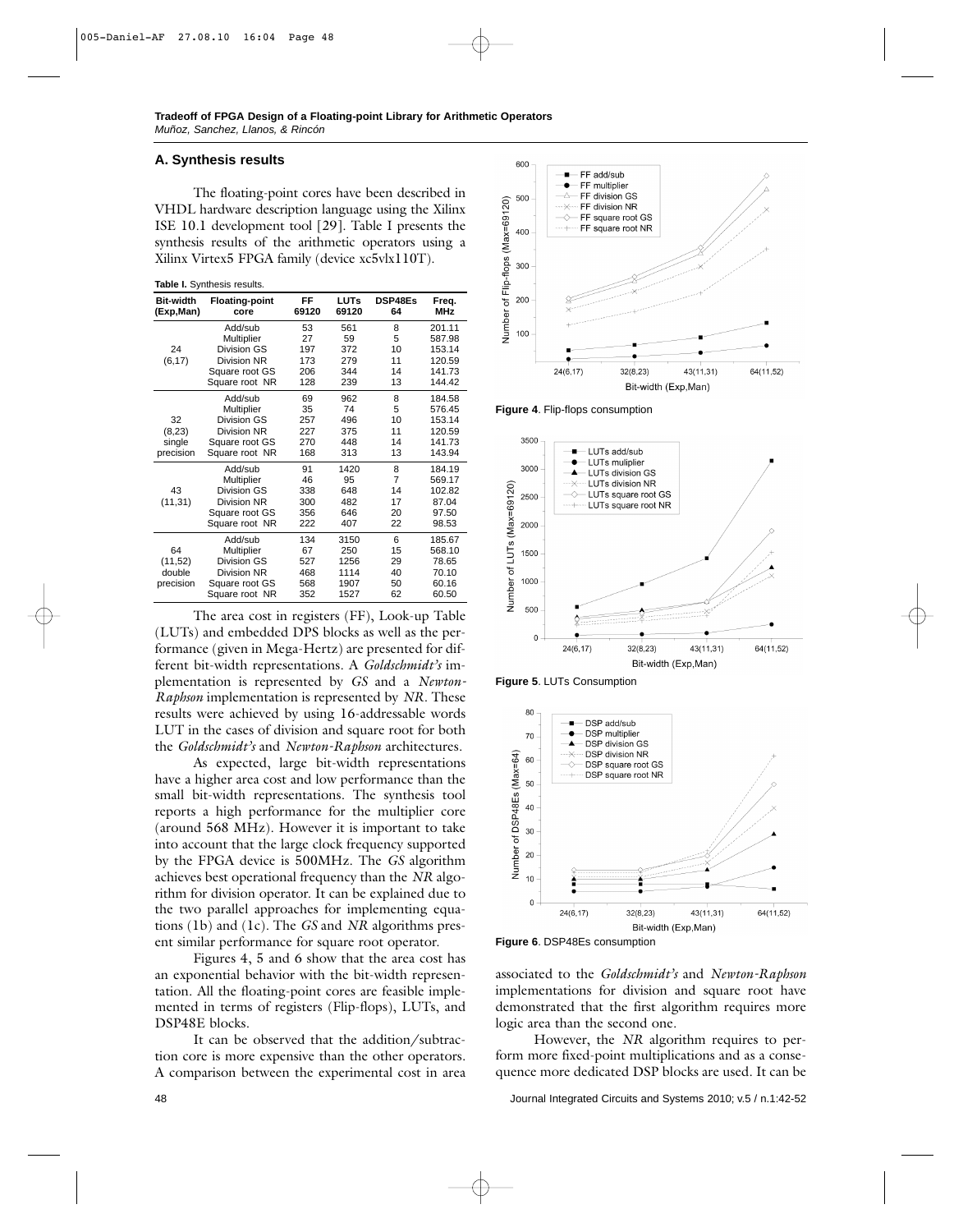### A. Synthesis results

The floating-point cores have been described in VHDL hardware description language using the Xilinx ISE 10.1 development tool [29]. Table I presents the synthesis results of the arithmetic operators using a Xilinx Virtex5 FPGA family (device xc5vlx110T).

**Table I.** Synthesis results.

| Bit-width (Exp,Man) | Floating-point core | FF 69120 | LUTs 69120 | DSP48Es 64 | Freq. MHz |
|---|---|---|---|---|---|
| 24 (6,17) | Add/sub | 53 | 561 | 8 | 201.11 |
| | Multiplier | 27 | 59 | 5 | 587.98 |
| | Division GS | 197 | 372 | 10 | 153.14 |
| | Division NR | 173 | 279 | 11 | 120.59 |
| | Square root GS | 206 | 344 | 14 | 141.73 |
| | Square root NR | 128 | 239 | 13 | 144.42 |
| 32 (8,23) single precision | Add/sub | 69 | 962 | 8 | 184.58 |
| | Multiplier | 35 | 74 | 5 | 576.45 |
| | Division GS | 257 | 496 | 10 | 153.14 |
| | Division NR | 227 | 375 | 11 | 120.59 |
| | Square root GS | 270 | 448 | 14 | 141.73 |
| | Square root NR | 168 | 313 | 13 | 143.94 |
| 43 (11,31) | Add/sub | 91 | 1420 | 8 | 184.19 |
| | Multiplier | 46 | 95 | 7 | 569.17 |
| | Division GS | 338 | 648 | 14 | 102.82 |
| | Division NR | 300 | 482 | 17 | 87.04 |
| | Square root GS | 356 | 646 | 20 | 97.50 |
| | Square root NR | 222 | 407 | 22 | 98.53 |
| 64 (11,52) double precision | Add/sub | 134 | 3150 | 6 | 185.67 |
| | Multiplier | 67 | 250 | 15 | 568.10 |
| | Division GS | 527 | 1256 | 29 | 78.65 |
| | Division NR | 468 | 1114 | 40 | 70.10 |
| | Square root GS | 568 | 1907 | 50 | 60.16 |
| | Square root NR | 352 | 1527 | 62 | 60.50 |

The area cost in registers (FF), Look-up Table (LUTs) and embedded DPS blocks as well as the performance (given in Mega-Hertz) are presented for different bit-width representations. A *Goldschmidt's* implementation is represented by *GS* and a *Newton-Raphson* implementation is represented by *NR*. These results were achieved by using 16-addressable words LUT in the cases of division and square root for both the *Goldschmidt's* and *Newton-Raphson* architectures.

As expected, large bit-width representations have a higher area cost and low performance than the small bit-width representations. The synthesis tool reports a high performance for the multiplier core (around 568 MHz). However it is important to take into account that the large clock frequency supported by the FPGA device is 500MHz. The *GS* algorithm achieves best operational frequency than the *NR* algorithm for division operator. It can be explained due to the two parallel approaches for implementing equations (1b) and (1c). The *GS* and *NR* algorithms present similar performance for square root operator.

Figures 4, 5 and 6 show that the area cost has an exponential behavior with the bit-width representation. All the floating-point cores are feasible implemented in terms of registers (Flip-flops), LUTs, and DSP48E blocks.

It can be observed that the addition/subtraction core is more expensive than the other operators. A comparison between the experimental cost in area associated to the *Goldschmidt's* and *Newton-Raphson* implementations for division and square root have demonstrated that the first algorithm requires more logic area than the second one.

**Figure 4**. Flip-flops consumption

**Figure 5**. LUTs Consumption

**Figure 6**. DSP48Es consumption

However, the *NR* algorithm requires to perform more fixed-point multiplications and as a consequence more dedicated DSP blocks are used. It can be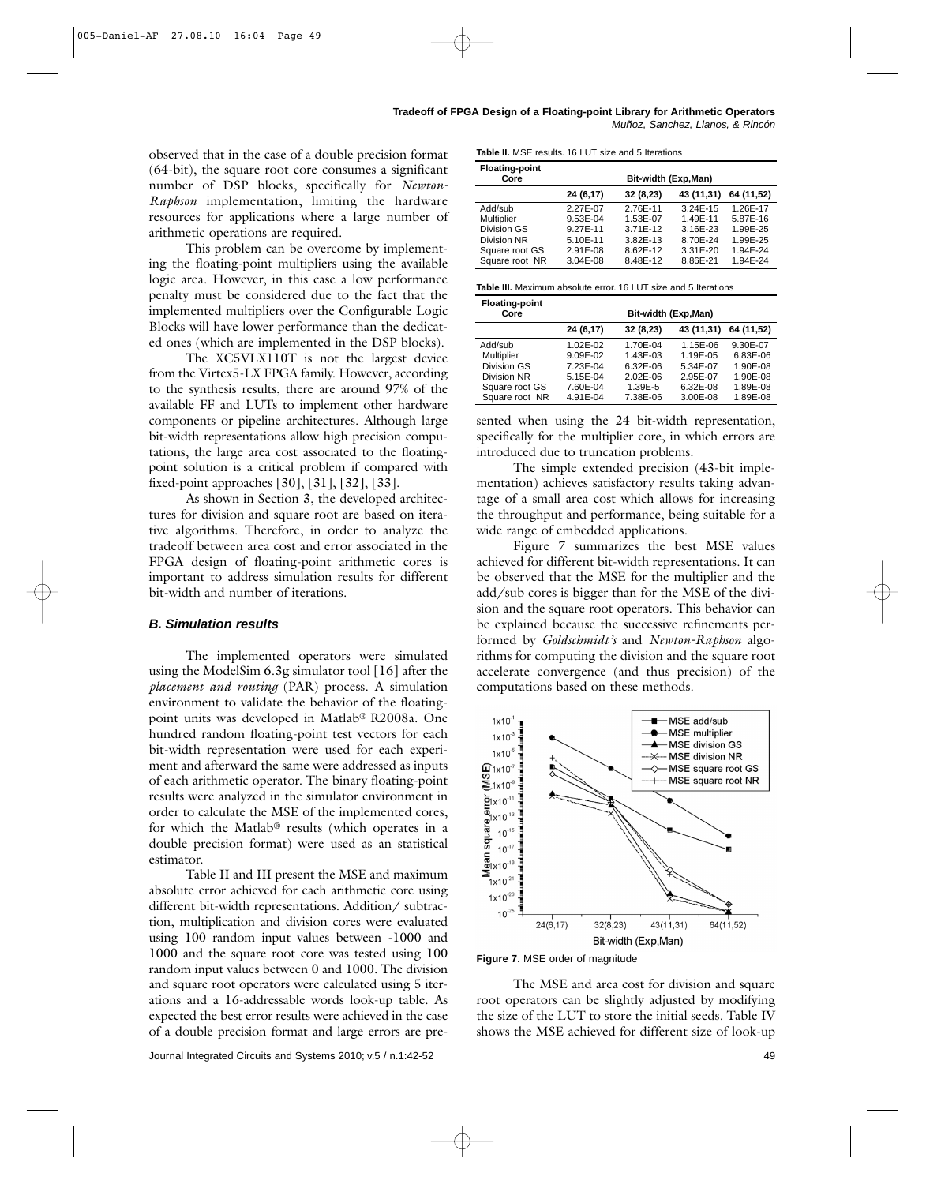observed that in the case of a double precision format (64-bit), the square root core consumes a significant number of DSP blocks, specifically for *Newton-Raphson* implementation, limiting the hardware resources for applications where a large number of arithmetic operations are required.

This problem can be overcome by implementing the floating-point multipliers using the available logic area. However, in this case a low performance penalty must be considered due to the fact that the implemented multipliers over the Configurable Logic Blocks will have lower performance than the dedicated ones (which are implemented in the DSP blocks).

The XC5VLX110T is not the largest device from the Virtex5-LX FPGA family. However, according to the synthesis results, there are around 97% of the available FF and LUTs to implement other hardware components or pipeline architectures. Although large bit-width representations allow high precision computations, the large area cost associated to the floating-point solution is a critical problem if compared with fixed-point approaches [30], [31], [32], [33].

As shown in Section 3, the developed architectures for division and square root are based on iterative algorithms. Therefore, in order to analyze the tradeoff between area cost and error associated in the FPGA design of floating-point arithmetic cores is important to address simulation results for different bit-width and number of iterations.

### B. Simulation results

The implemented operators were simulated using the ModelSim 6.3g simulator tool [16] after the *placement and routing* (PAR) process. A simulation environment to validate the behavior of the floating-point units was developed in Matlab® R2008a. One hundred random floating-point test vectors for each bit-width representation were used for each experiment and afterward the same were addressed as inputs of each arithmetic operator. The binary floating-point results were analyzed in the simulator environment in order to calculate the MSE of the implemented cores, for which the Matlab® results (which operates in a double precision format) were used as an statistical estimator.

Table II and III present the MSE and maximum absolute error achieved for each arithmetic core using different bit-width representations. Addition/ subtraction, multiplication and division cores were evaluated using 100 random input values between -1000 and 1000 and the square root core was tested using 100 random input values between 0 and 1000. The division and square root operators were calculated using 5 iterations and a 16-addressable words look-up table. As expected the best error results were achieved in the case of a double precision format and large errors are presented when using the 24 bit-width representation, specifically for the multiplier core, in which errors are introduced due to truncation problems.

**Table II.** MSE results. 16 LUT size and 5 Iterations

| Floating-point Core | Bit-width (Exp,Man) | | | |
|---|---|---|---|---|
| | 24 (6,17) | 32 (8,23) | 43 (11,31) | 64 (11,52) |
| Add/sub | 2.27E-07 | 2.76E-11 | 3.24E-15 | 1.26E-17 |
| Multiplier | 9.53E-04 | 1.53E-07 | 1.49E-11 | 5.87E-16 |
| Division GS | 9.27E-11 | 3.71E-12 | 3.16E-23 | 1.99E-25 |
| Division NR | 5.10E-11 | 3.82E-13 | 8.70E-24 | 1.99E-25 |
| Square root GS | 2.91E-08 | 8.62E-12 | 3.31E-20 | 1.94E-24 |
| Square root NR | 3.04E-08 | 8.48E-12 | 8.86E-21 | 1.94E-24 |

**Table III.** Maximum absolute error. 16 LUT size and 5 Iterations

| Floating-point Core | Bit-width (Exp,Man) | | | |
|---|---|---|---|---|
| | 24 (6,17) | 32 (8,23) | 43 (11,31) | 64 (11,52) |
| Add/sub | 1.02E-02 | 1.70E-04 | 1.15E-06 | 9.30E-07 |
| Multiplier | 9.09E-02 | 1.43E-03 | 1.19E-05 | 6.83E-06 |
| Division GS | 7.23E-04 | 6.32E-06 | 5.34E-07 | 1.90E-08 |
| Division NR | 5.15E-04 | 2.02E-06 | 2.95E-07 | 1.90E-08 |
| Square root GS | 7.60E-04 | 1.39E-5 | 6.32E-08 | 1.89E-08 |
| Square root NR | 4.91E-04 | 7.38E-06 | 3.00E-08 | 1.89E-08 |

The simple extended precision (43-bit implementation) achieves satisfactory results taking advantage of a small area cost which allows for increasing the throughput and performance, being suitable for a wide range of embedded applications.

Figure 7 summarizes the best MSE values achieved for different bit-width representations. It can be observed that the MSE for the multiplier and the add/sub cores is bigger than for the MSE of the division and the square root operators. This behavior can be explained because the successive refinements performed by *Goldschmidt's* and *Newton-Raphson* algorithms for computing the division and the square root accelerate convergence (and thus precision) of the computations based on these methods.

**Figure 7.** MSE order of magnitude

The MSE and area cost for division and square root operators can be slightly adjusted by modifying the size of the LUT to store the initial seeds. Table IV shows the MSE achieved for different size of look-up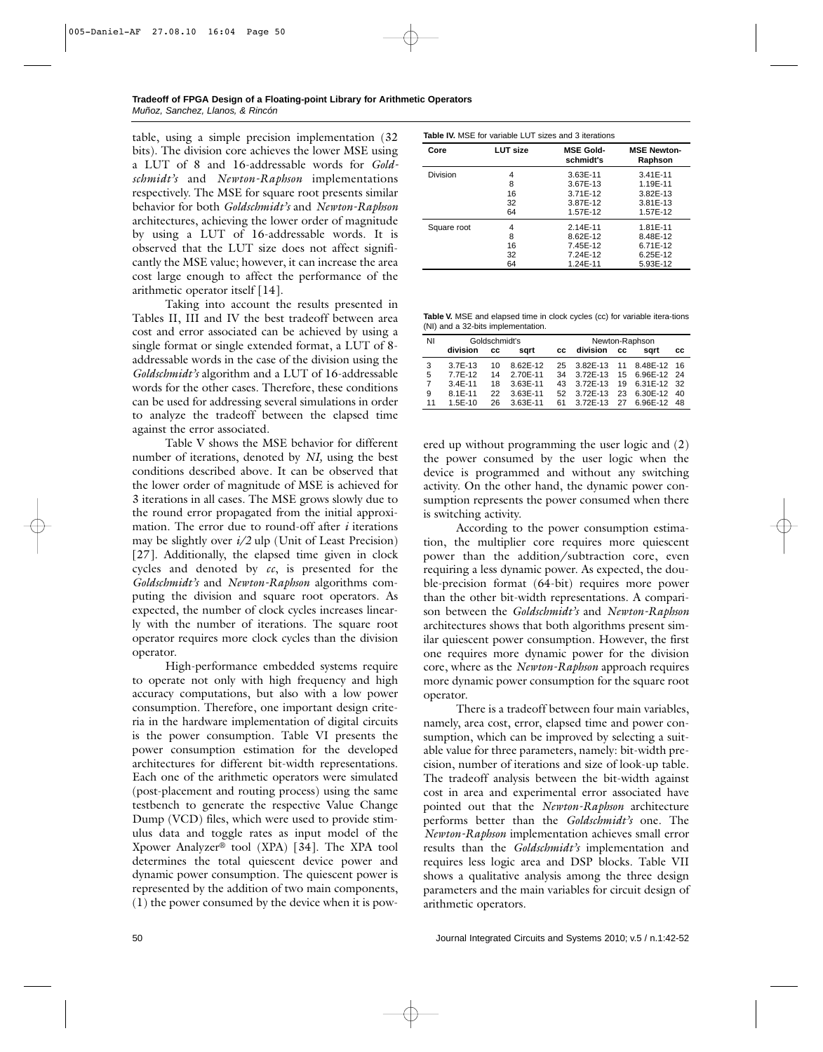table, using a simple precision implementation (32 bits). The division core achieves the lower MSE using a LUT of 8 and 16-addressable words for *Goldschmidt's* and *Newton-Raphson* implementations respectively. The MSE for square root presents similar behavior for both *Goldschmidt's* and *Newton-Raphson* architectures, achieving the lower order of magnitude by using a LUT of 16-addressable words. It is observed that the LUT size does not affect significantly the MSE value; however, it can increase the area cost large enough to affect the performance of the arithmetic operator itself [14].

Taking into account the results presented in Tables II, III and IV the best tradeoff between area cost and error associated can be achieved by using a single format or single extended format, a LUT of 8-addressable words in the case of the division using the *Goldschmidt's* algorithm and a LUT of 16-addressable words for the other cases. Therefore, these conditions can be used for addressing several simulations in order to analyze the tradeoff between the elapsed time against the error associated.

Table V shows the MSE behavior for different number of iterations, denoted by *NI*, using the best conditions described above. It can be observed that the lower order of magnitude of MSE is achieved for 3 iterations in all cases. The MSE grows slowly due to the round error propagated from the initial approximation. The error due to round-off after *i* iterations may be slightly over *i/2* ulp (Unit of Least Precision) [27]. Additionally, the elapsed time given in clock cycles and denoted by *cc*, is presented for the *Goldschmidt's* and *Newton-Raphson* algorithms computing the division and square root operators. As expected, the number of clock cycles increases linearly with the number of iterations. The square root operator requires more clock cycles than the division operator.

High-performance embedded systems require to operate not only with high frequency and high accuracy computations, but also with a low power consumption. Therefore, one important design criteria in the hardware implementation of digital circuits is the power consumption. Table VI presents the power consumption estimation for the developed architectures for different bit-width representations. Each one of the arithmetic operators were simulated (post-placement and routing process) using the same testbench to generate the respective Value Change Dump (VCD) files, which were used to provide stimulus data and toggle rates as input model of the Xpower Analyzer® tool (XPA) [34]. The XPA tool determines the total quiescent device power and dynamic power consumption. The quiescent power is represented by the addition of two main components, (1) the power consumed by the device when it is powered up without programming the user logic and (2) the power consumed by the user logic when the device is programmed and without any switching activity. On the other hand, the dynamic power consumption represents the power consumed when there is switching activity.

**Table IV.** MSE for variable LUT sizes and 3 iterations

| Core | LUT size | MSE Goldschmidt's | MSE Newton-Raphson |
|---|---|---|---|
| Division | 4 | 3.63E-11 | 3.41E-11 |
| | 8 | 3.67E-13 | 1.19E-11 |
| | 16 | 3.71E-12 | 3.82E-13 |
| | 32 | 3.87E-12 | 3.81E-13 |
| | 64 | 1.57E-12 | 1.57E-12 |
| Square root | 4 | 2.14E-11 | 1.81E-11 |
| | 8 | 8.62E-12 | 8.48E-12 |
| | 16 | 7.45E-12 | 6.71E-12 |
| | 32 | 7.24E-12 | 6.25E-12 |
| | 64 | 1.24E-11 | 5.93E-12 |

**Table V.** MSE and elapsed time in clock cycles (cc) for variable itera-tions (NI) and a 32-bits implementation.

| NI | Goldschmidt's | | | | Newton-Raphson | | | |
|---|---|---|---|---|---|---|---|---|
| | division | cc | sqrt | cc | division | cc | sqrt | cc |
| 3 | 3.7E-13 | 10 | 8.62E-12 | 25 | 3.82E-13 | 11 | 8.48E-12 | 16 |
| 5 | 7.7E-12 | 14 | 2.70E-11 | 34 | 3.72E-13 | 15 | 6.96E-12 | 24 |
| 7 | 3.4E-11 | 18 | 3.63E-11 | 43 | 3.72E-13 | 19 | 6.31E-12 | 32 |
| 9 | 8.1E-11 | 22 | 3.63E-11 | 52 | 3.72E-13 | 23 | 6.30E-12 | 40 |
| 11 | 1.5E-10 | 26 | 3.63E-11 | 61 | 3.72E-13 | 27 | 6.96E-12 | 48 |

According to the power consumption estimation, the multiplier core requires more quiescent power than the addition/subtraction core, even requiring a less dynamic power. As expected, the double-precision format (64-bit) requires more power than the other bit-width representations. A comparison between the *Goldschmidt's* and *Newton-Raphson* architectures shows that both algorithms present similar quiescent power consumption. However, the first one requires more dynamic power for the division core, where as the *Newton-Raphson* approach requires more dynamic power consumption for the square root operator.

There is a tradeoff between four main variables, namely, area cost, error, elapsed time and power consumption, which can be improved by selecting a suitable value for three parameters, namely: bit-width precision, number of iterations and size of look-up table. The tradeoff analysis between the bit-width against cost in area and experimental error associated have pointed out that the *Newton-Raphson* architecture performs better than the *Goldschmidt's* one. The *Newton-Raphson* implementation achieves small error results than the *Goldschmidt's* implementation and requires less logic area and DSP blocks. Table VII shows a qualitative analysis among the three design parameters and the main variables for circuit design of arithmetic operators.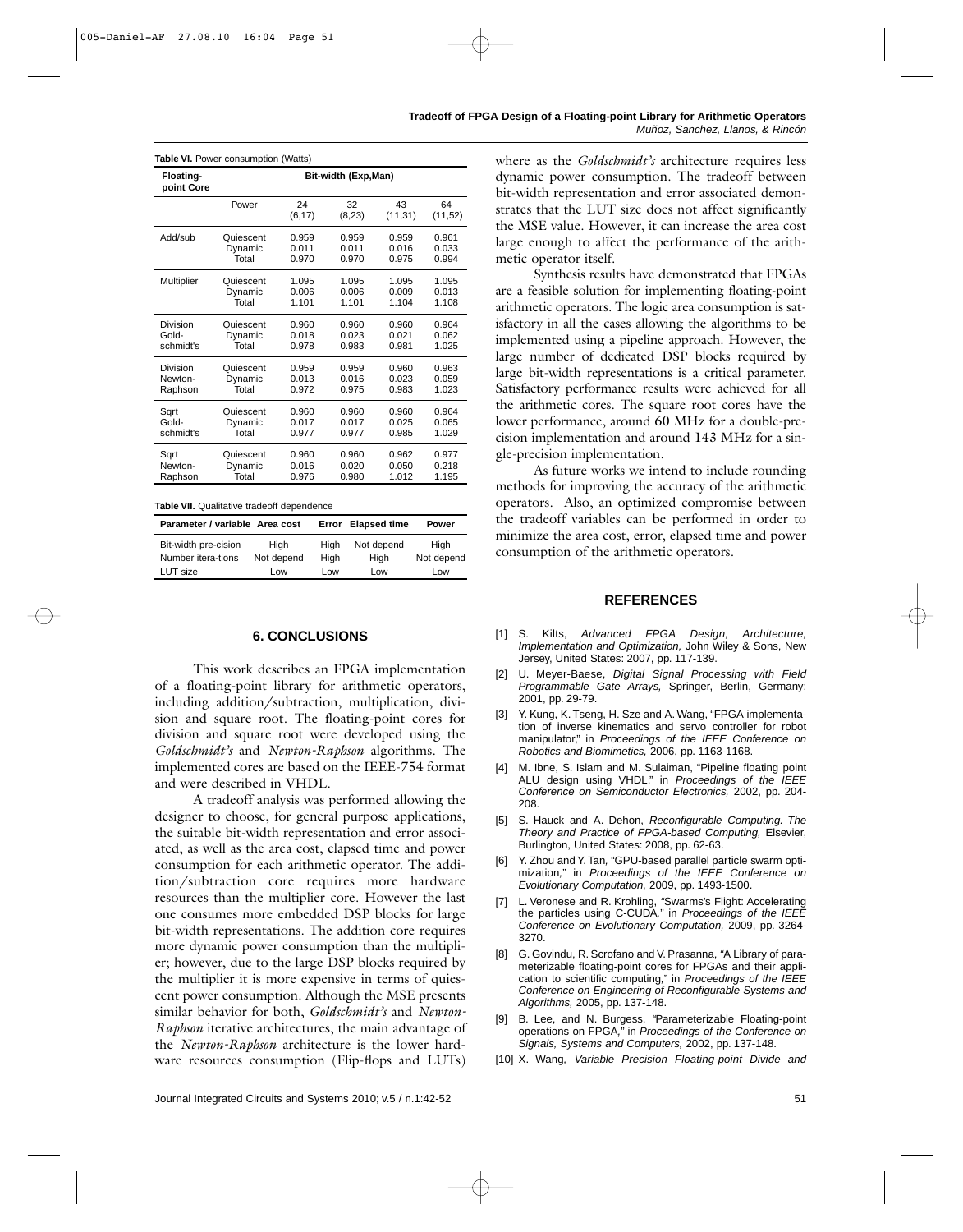**Table VI.** Power consumption (Watts)

| Floating-point Core | Bit-width (Exp,Man) | | | | |
|---|---|---|---|---|---|
| | Power | 24 (6,17) | 32 (8,23) | 43 (11,31) | 64 (11,52) |
| Add/sub | Quiescent | 0.959 | 0.959 | 0.959 | 0.961 |
| | Dynamic | 0.011 | 0.011 | 0.016 | 0.033 |
| | Total | 0.970 | 0.970 | 0.975 | 0.994 |
| Multiplier | Quiescent | 1.095 | 1.095 | 1.095 | 1.095 |
| | Dynamic | 0.006 | 0.006 | 0.009 | 0.013 |
| | Total | 1.101 | 1.101 | 1.104 | 1.108 |
| Division Gold-schmidt's | Quiescent | 0.960 | 0.960 | 0.960 | 0.964 |
| | Dynamic | 0.018 | 0.023 | 0.021 | 0.062 |
| | Total | 0.978 | 0.983 | 0.981 | 1.025 |
| Division Newton-Raphson | Quiescent | 0.959 | 0.959 | 0.960 | 0.963 |
| | Dynamic | 0.013 | 0.016 | 0.023 | 0.059 |
| | Total | 0.972 | 0.975 | 0.983 | 1.023 |
| Sqrt Gold-schmidt's | Quiescent | 0.960 | 0.960 | 0.960 | 0.964 |
| | Dynamic | 0.017 | 0.017 | 0.025 | 0.065 |
| | Total | 0.977 | 0.977 | 0.985 | 1.029 |
| Sqrt Newton-Raphson | Quiescent | 0.960 | 0.960 | 0.962 | 0.977 |
| | Dynamic | 0.016 | 0.020 | 0.050 | 0.218 |
| | Total | 0.976 | 0.980 | 1.012 | 1.195 |

**Table VII.** Qualitative tradeoff dependence

| Parameter / variable | Area cost | Error | Elapsed time | Power |
|---|---|---|---|---|
| Bit-width pre-cision | High | High | Not depend | High |
| Number itera-tions | Not depend | High | High | Not depend |
| LUT size | Low | Low | Low | Low |

## 6. CONCLUSIONS

This work describes an FPGA implementation of a floating-point library for arithmetic operators, including addition/subtraction, multiplication, division and square root. The floating-point cores for division and square root were developed using the *Goldschmidt's* and *Newton-Raphson* algorithms. The implemented cores are based on the IEEE-754 format and were described in VHDL.

A tradeoff analysis was performed allowing the designer to choose, for general purpose applications, the suitable bit-width representation and error associated, as well as the area cost, elapsed time and power consumption for each arithmetic operator. The addition/subtraction core requires more hardware resources than the multiplier core. However the last one consumes more embedded DSP blocks for large bit-width representations. The addition core requires more dynamic power consumption than the multiplier; however, due to the large DSP blocks required by the multiplier it is more expensive in terms of quiescent power consumption. Although the MSE presents similar behavior for both, *Goldschmidt's* and *Newton-Raphson* iterative architectures, the main advantage of the *Newton-Raphson* architecture is the lower hardware resources consumption (Flip-flops and LUTs) where as the *Goldschmidt's* architecture requires less dynamic power consumption. The tradeoff between bit-width representation and error associated demonstrates that the LUT size does not affect significantly the MSE value. However, it can increase the area cost large enough to affect the performance of the arithmetic operator itself.

Synthesis results have demonstrated that FPGAs are a feasible solution for implementing floating-point arithmetic operators. The logic area consumption is satisfactory in all the cases allowing the algorithms to be implemented using a pipeline approach. However, the large number of dedicated DSP blocks required by large bit-width representations is a critical parameter. Satisfactory performance results were achieved for all the arithmetic cores. The square root cores have the lower performance, around 60 MHz for a double-precision implementation and around 143 MHz for a single-precision implementation.

As future works we intend to include rounding methods for improving the accuracy of the arithmetic operators. Also, an optimized compromise between the tradeoff variables can be performed in order to minimize the area cost, error, elapsed time and power consumption of the arithmetic operators.

## REFERENCES

[1] S. Kilts, *Advanced FPGA Design, Architecture, Implementation and Optimization,* John Wiley & Sons, New Jersey, United States: 2007, pp. 117-139.

[2] U. Meyer-Baese, *Digital Signal Processing with Field Programmable Gate Arrays,* Springer, Berlin, Germany: 2001, pp. 29-79.

[3] Y. Kung, K. Tseng, H. Sze and A. Wang, "FPGA implementation of inverse kinematics and servo controller for robot manipulator," in *Proceedings of the IEEE Conference on Robotics and Biomimetics,* 2006, pp. 1163-1168.

[4] M. Ibne, S. Islam and M. Sulaiman, "Pipeline floating point ALU design using VHDL," in *Proceedings of the IEEE Conference on Semiconductor Electronics,* 2002, pp. 204-208.

[5] S. Hauck and A. Dehon, *Reconfigurable Computing. The Theory and Practice of FPGA-based Computing,* Elsevier, Burlington, United States: 2008, pp. 62-63.

[6] Y. Zhou and Y. Tan, "GPU-based parallel particle swarm optimization," in *Proceedings of the IEEE Conference on Evolutionary Computation,* 2009, pp. 1493-1500.

[7] L. Veronese and R. Krohling, "Swarms's Flight: Accelerating the particles using C-CUDA," in *Proceedings of the IEEE Conference on Evolutionary Computation,* 2009, pp. 3264-3270.

[8] G. Govindu, R. Scrofano and V. Prasanna, "A Library of parameterizable floating-point cores for FPGAs and their application to scientific computing," in *Proceedings of the IEEE Conference on Engineering of Reconfigurable Systems and Algorithms,* 2005, pp. 137-148.

[9] B. Lee, and N. Burgess, "Parameterizable Floating-point operations on FPGA," in *Proceedings of the Conference on Signals, Systems and Computers,* 2002, pp. 137-148.

[10] X. Wang, *Variable Precision Floating-point Divide and*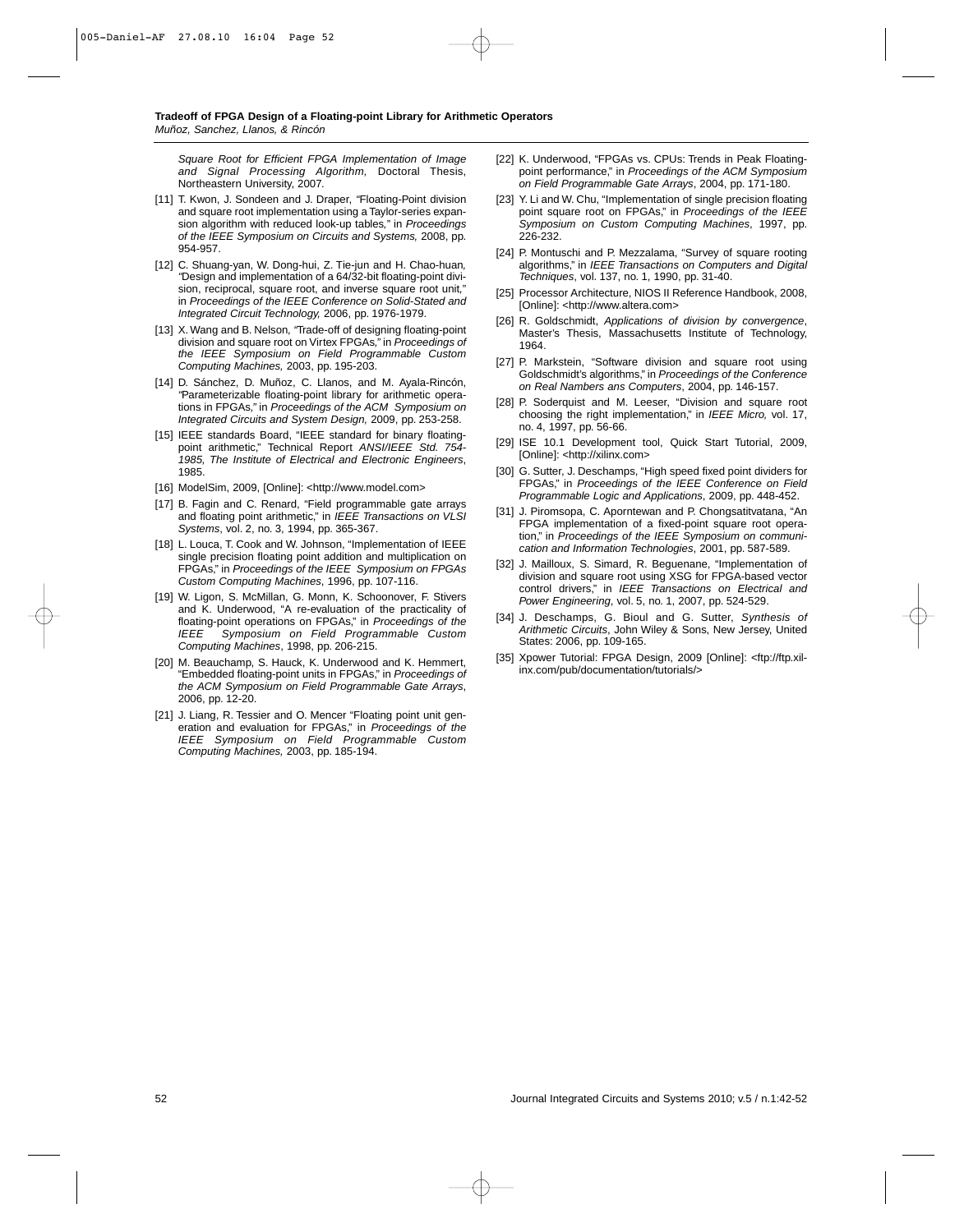*Square Root for Efficient FPGA Implementation of Image and Signal Processing Algorithm,* Doctoral Thesis, Northeastern University, 2007.

[11] T. Kwon, J. Sondeen and J. Draper, "Floating-Point division and square root implementation using a Taylor-series expansion algorithm with reduced look-up tables," in *Proceedings of the IEEE Symposium on Circuits and Systems,* 2008, pp. 954-957.

[12] C. Shuang-yan, W. Dong-hui, Z. Tie-jun and H. Chao-huan, "Design and implementation of a 64/32-bit floating-point division, reciprocal, square root, and inverse square root unit," in *Proceedings of the IEEE Conference on Solid-Stated and Integrated Circuit Technology,* 2006, pp. 1976-1979.

[13] X. Wang and B. Nelson, "Trade-off of designing floating-point division and square root on Virtex FPGAs," in *Proceedings of the IEEE Symposium on Field Programmable Custom Computing Machines,* 2003, pp. 195-203.

[14] D. Sánchez, D. Muñoz, C. Llanos, and M. Ayala-Rincón, "Parameterizable floating-point library for arithmetic operations in FPGAs," in *Proceedings of the ACM Symposium on Integrated Circuits and System Design,* 2009, pp. 253-258.

[15] IEEE standards Board, "IEEE standard for binary floating-point arithmetic," Technical Report *ANSI/IEEE Std. 754-1985, The Institute of Electrical and Electronic Engineers*, 1985.

[16] ModelSim, 2009, [Online]: <http://www.model.com>

[17] B. Fagin and C. Renard, "Field programmable gate arrays and floating point arithmetic," in *IEEE Transactions on VLSI Systems*, vol. 2, no. 3, 1994, pp. 365-367.

[18] L. Louca, T. Cook and W. Johnson, "Implementation of IEEE single precision floating point addition and multiplication on FPGAs," in *Proceedings of the IEEE Symposium on FPGAs Custom Computing Machines*, 1996, pp. 107-116.

[19] W. Ligon, S. McMillan, G. Monn, K. Schoonover, F. Stivers and K. Underwood, "A re-evaluation of the practicality of floating-point operations on FPGAs," in *Proceedings of the IEEE Symposium on Field Programmable Custom Computing Machines*, 1998, pp. 206-215.

[20] M. Beauchamp, S. Hauck, K. Underwood and K. Hemmert, "Embedded floating-point units in FPGAs," in *Proceedings of the ACM Symposium on Field Programmable Gate Arrays*, 2006, pp. 12-20.

[21] J. Liang, R. Tessier and O. Mencer "Floating point unit generation and evaluation for FPGAs," in *Proceedings of the IEEE Symposium on Field Programmable Custom Computing Machines,* 2003, pp. 185-194.

[22] K. Underwood, "FPGAs vs. CPUs: Trends in Peak Floating-point performance," in *Proceedings of the ACM Symposium on Field Programmable Gate Arrays*, 2004, pp. 171-180.

[23] Y. Li and W. Chu, "Implementation of single precision floating point square root on FPGAs," in *Proceedings of the IEEE Symposium on Custom Computing Machines*, 1997, pp. 226-232.

[24] P. Montuschi and P. Mezzalama, "Survey of square rooting algorithms," in *IEEE Transactions on Computers and Digital Techniques*, vol. 137, no. 1, 1990, pp. 31-40.

[25] Processor Architecture, NIOS II Reference Handbook, 2008, [Online]: <http://www.altera.com>

[26] R. Goldschmidt, *Applications of division by convergence*, Master's Thesis, Massachusetts Institute of Technology, 1964.

[27] P. Markstein, "Software division and square root using Goldschmidt's algorithms," in *Proceedings of the Conference on Real Nambers ans Computers*, 2004, pp. 146-157.

[28] P. Soderquist and M. Leeser, "Division and square root choosing the right implementation," in *IEEE Micro,* vol. 17, no. 4, 1997, pp. 56-66.

[29] ISE 10.1 Development tool, Quick Start Tutorial, 2009, [Online]: <http://xilinx.com>

[30] G. Sutter, J. Deschamps, "High speed fixed point dividers for FPGAs," in *Proceedings of the IEEE Conference on Field Programmable Logic and Applications*, 2009, pp. 448-452.

[31] J. Piromsopa, C. Aporntewan and P. Chongsatitvatana, "An FPGA implementation of a fixed-point square root operation," in *Proceedings of the IEEE Symposium on communication and Information Technologies*, 2001, pp. 587-589.

[32] J. Mailloux, S. Simard, R. Beguenane, "Implementation of division and square root using XSG for FPGA-based vector control drivers," in *IEEE Transactions on Electrical and Power Engineering*, vol. 5, no. 1, 2007, pp. 524-529.

[34] J. Deschamps, G. Bioul and G. Sutter, *Synthesis of Arithmetic Circuits*, John Wiley & Sons, New Jersey, United States: 2006, pp. 109-165.

[35] Xpower Tutorial: FPGA Design, 2009 [Online]: <ftp://ftp.xilinx.com/pub/documentation/tutorials/>